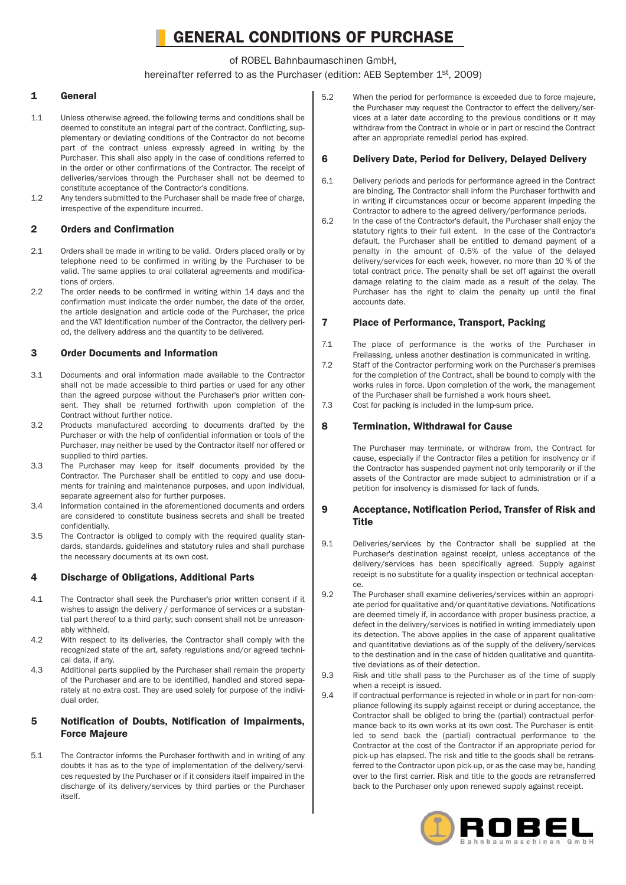# GENERAL CONDITIONS OF PURCHASE

of ROBEL Bahnbaumaschinen GmbH,
hereinafter referred to as the Purchaser (edition: AEB September 1st, 2009)

## 1 General

1.1 Unless otherwise agreed, the following terms and conditions shall be deemed to constitute an integral part of the contract. Conflicting, supplementary or deviating conditions of the Contractor do not become part of the contract unless expressly agreed in writing by the Purchaser. This shall also apply in the case of conditions referred to in the order or other confirmations of the Contractor. The receipt of deliveries/services through the Purchaser shall not be deemed to constitute acceptance of the Contractor's conditions.

1.2 Any tenders submitted to the Purchaser shall be made free of charge, irrespective of the expenditure incurred.

## 2 Orders and Confirmation

2.1 Orders shall be made in writing to be valid. Orders placed orally or by telephone need to be confirmed in writing by the Purchaser to be valid. The same applies to oral collateral agreements and modifications of orders.

2.2 The order needs to be confirmed in writing within 14 days and the confirmation must indicate the order number, the date of the order, the article designation and article code of the Purchaser, the price and the VAT Identification number of the Contractor, the delivery period, the delivery address and the quantity to be delivered.

## 3 Order Documents and Information

3.1 Documents and oral information made available to the Contractor shall not be made accessible to third parties or used for any other than the agreed purpose without the Purchaser's prior written consent. They shall be returned forthwith upon completion of the Contract without further notice.

3.2 Products manufactured according to documents drafted by the Purchaser or with the help of confidential information or tools of the Purchaser, may neither be used by the Contractor itself nor offered or supplied to third parties.

3.3 The Purchaser may keep for itself documents provided by the Contractor. The Purchaser shall be entitled to copy and use documents for training and maintenance purposes, and upon individual, separate agreement also for further purposes.

3.4 Information contained in the aforementioned documents and orders are considered to constitute business secrets and shall be treated confidentially.

3.5 The Contractor is obliged to comply with the required quality standards, standards, guidelines and statutory rules and shall purchase the necessary documents at its own cost.

## 4 Discharge of Obligations, Additional Parts

4.1 The Contractor shall seek the Purchaser's prior written consent if it wishes to assign the delivery / performance of services or a substantial part thereof to a third party; such consent shall not be unreasonably withheld.

4.2 With respect to its deliveries, the Contractor shall comply with the recognized state of the art, safety regulations and/or agreed technical data, if any.

4.3 Additional parts supplied by the Purchaser shall remain the property of the Purchaser and are to be identified, handled and stored separately at no extra cost. They are used solely for purpose of the individual order.

## 5 Notification of Doubts, Notification of Impairments, Force Majeure

5.1 The Contractor informs the Purchaser forthwith and in writing of any doubts it has as to the type of implementation of the delivery/services requested by the Purchaser or if it considers itself impaired in the discharge of its delivery/services by third parties or the Purchaser itself.

5.2 When the period for performance is exceeded due to force majeure, the Purchaser may request the Contractor to effect the delivery/services at a later date according to the previous conditions or it may withdraw from the Contract in whole or in part or rescind the Contract after an appropriate remedial period has expired.

## 6 Delivery Date, Period for Delivery, Delayed Delivery

6.1 Delivery periods and periods for performance agreed in the Contract are binding. The Contractor shall inform the Purchaser forthwith and in writing if circumstances occur or become apparent impeding the Contractor to adhere to the agreed delivery/performance periods.

6.2 In the case of the Contractor's default, the Purchaser shall enjoy the statutory rights to their full extent. In the case of the Contractor's default, the Purchaser shall be entitled to demand payment of a penalty in the amount of 0.5% of the value of the delayed delivery/services for each week, however, no more than 10 % of the total contract price. The penalty shall be set off against the overall damage relating to the claim made as a result of the delay. The Purchaser has the right to claim the penalty up until the final accounts date.

## 7 Place of Performance, Transport, Packing

7.1 The place of performance is the works of the Purchaser in Freilassing, unless another destination is communicated in writing.

7.2 Staff of the Contractor performing work on the Purchaser's premises for the completion of the Contract, shall be bound to comply with the works rules in force. Upon completion of the work, the management of the Purchaser shall be furnished a work hours sheet.

7.3 Cost for packing is included in the lump-sum price.

## 8 Termination, Withdrawal for Cause

The Purchaser may terminate, or withdraw from, the Contract for cause, especially if the Contractor files a petition for insolvency or if the Contractor has suspended payment not only temporarily or if the assets of the Contractor are made subject to administration or if a petition for insolvency is dismissed for lack of funds.

## 9 Acceptance, Notification Period, Transfer of Risk and Title

9.1 Deliveries/services by the Contractor shall be supplied at the Purchaser's destination against receipt, unless acceptance of the delivery/services has been specifically agreed. Supply against receipt is no substitute for a quality inspection or technical acceptance.

9.2 The Purchaser shall examine deliveries/services within an appropriate period for qualitative and/or quantitative deviations. Notifications are deemed timely if, in accordance with proper business practice, a defect in the delivery/services is notified in writing immediately upon its detection. The above applies in the case of apparent qualitative and quantitative deviations as of the supply of the delivery/services to the destination and in the case of hidden qualitative and quantitative deviations as of their detection.

9.3 Risk and title shall pass to the Purchaser as of the time of supply when a receipt is issued.

9.4 If contractual performance is rejected in whole or in part for non-compliance following its supply against receipt or during acceptance, the Contractor shall be obliged to bring the (partial) contractual performance back to its own works at its own cost. The Purchaser is entitled to send back the (partial) contractual performance to the Contractor at the cost of the Contractor if an appropriate period for pick-up has elapsed. The risk and title to the goods shall be retransferred to the Contractor upon pick-up, or as the case may be, handing over to the first carrier. Risk and title to the goods are retransferred back to the Purchaser only upon renewed supply against receipt.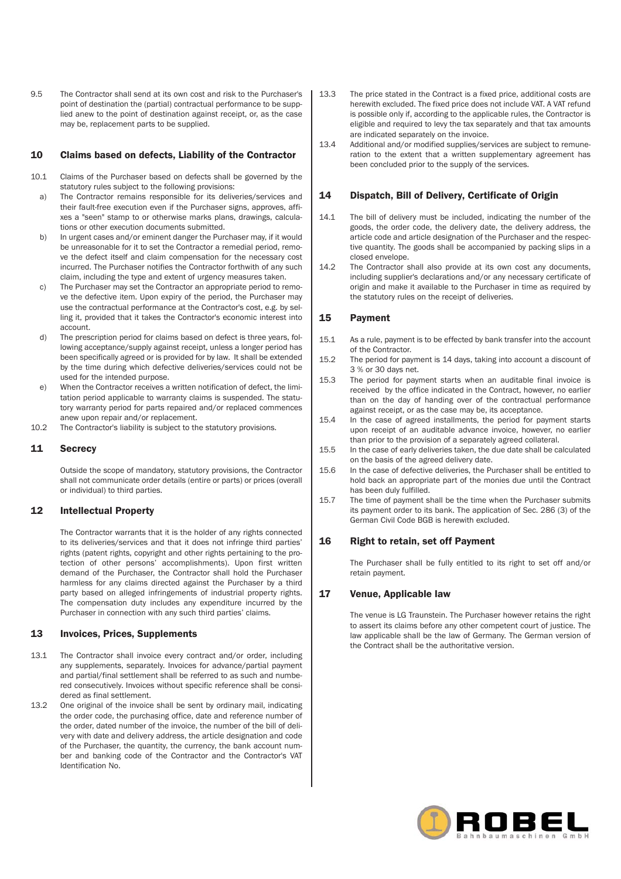9.5 The Contractor shall send at its own cost and risk to the Purchaser's point of destination the (partial) contractual performance to be supplied anew to the point of destination against receipt, or, as the case may be, replacement parts to be supplied.

## 10 Claims based on defects, Liability of the Contractor

10.1 Claims of the Purchaser based on defects shall be governed by the statutory rules subject to the following provisions:

a) The Contractor remains responsible for its deliveries/services and their fault-free execution even if the Purchaser signs, approves, affixes a "seen" stamp to or otherwise marks plans, drawings, calculations or other execution documents submitted.

b) In urgent cases and/or eminent danger the Purchaser may, if it would be unreasonable for it to set the Contractor a remedial period, remove the defect itself and claim compensation for the necessary cost incurred. The Purchaser notifies the Contractor forthwith of any such claim, including the type and extent of urgency measures taken.

c) The Purchaser may set the Contractor an appropriate period to remove the defective item. Upon expiry of the period, the Purchaser may use the contractual performance at the Contractor's cost, e.g. by selling it, provided that it takes the Contractor's economic interest into account.

d) The prescription period for claims based on defect is three years, following acceptance/supply against receipt, unless a longer period has been specifically agreed or is provided for by law. It shall be extended by the time during which defective deliveries/services could not be used for the intended purpose.

e) When the Contractor receives a written notification of defect, the limitation period applicable to warranty claims is suspended. The statutory warranty period for parts repaired and/or replaced commences anew upon repair and/or replacement.

10.2 The Contractor's liability is subject to the statutory provisions.

## 11 Secrecy

Outside the scope of mandatory, statutory provisions, the Contractor shall not communicate order details (entire or parts) or prices (overall or individual) to third parties.

## 12 Intellectual Property

The Contractor warrants that it is the holder of any rights connected to its deliveries/services and that it does not infringe third parties' rights (patent rights, copyright and other rights pertaining to the protection of other persons' accomplishments). Upon first written demand of the Purchaser, the Contractor shall hold the Purchaser harmless for any claims directed against the Purchaser by a third party based on alleged infringements of industrial property rights. The compensation duty includes any expenditure incurred by the Purchaser in connection with any such third parties' claims.

## 13 Invoices, Prices, Supplements

13.1 The Contractor shall invoice every contract and/or order, including any supplements, separately. Invoices for advance/partial payment and partial/final settlement shall be referred to as such and numbered consecutively. Invoices without specific reference shall be considered as final settlement.

13.2 One original of the invoice shall be sent by ordinary mail, indicating the order code, the purchasing office, date and reference number of the order, dated number of the invoice, the number of the bill of delivery with date and delivery address, the article designation and code of the Purchaser, the quantity, the currency, the bank account number and banking code of the Contractor and the Contractor's VAT Identification No.

13.3 The price stated in the Contract is a fixed price, additional costs are herewith excluded. The fixed price does not include VAT. A VAT refund is possible only if, according to the applicable rules, the Contractor is eligible and required to levy the tax separately and that tax amounts are indicated separately on the invoice.

13.4 Additional and/or modified supplies/services are subject to remuneration to the extent that a written supplementary agreement has been concluded prior to the supply of the services.

## 14 Dispatch, Bill of Delivery, Certificate of Origin

14.1 The bill of delivery must be included, indicating the number of the goods, the order code, the delivery date, the delivery address, the article code and article designation of the Purchaser and the respective quantity. The goods shall be accompanied by packing slips in a closed envelope.

14.2 The Contractor shall also provide at its own cost any documents, including supplier's declarations and/or any necessary certificate of origin and make it available to the Purchaser in time as required by the statutory rules on the receipt of deliveries.

## 15 Payment

15.1 As a rule, payment is to be effected by bank transfer into the account of the Contractor.

15.2 The period for payment is 14 days, taking into account a discount of 3 % or 30 days net.

15.3 The period for payment starts when an auditable final invoice is received by the office indicated in the Contract, however, no earlier than on the day of handing over of the contractual performance against receipt, or as the case may be, its acceptance.

15.4 In the case of agreed installments, the period for payment starts upon receipt of an auditable advance invoice, however, no earlier than prior to the provision of a separately agreed collateral.

15.5 In the case of early deliveries taken, the due date shall be calculated on the basis of the agreed delivery date.

15.6 In the case of defective deliveries, the Purchaser shall be entitled to hold back an appropriate part of the monies due until the Contract has been duly fulfilled.

15.7 The time of payment shall be the time when the Purchaser submits its payment order to its bank. The application of Sec. 286 (3) of the German Civil Code BGB is herewith excluded.

## 16 Right to retain, set off Payment

The Purchaser shall be fully entitled to its right to set off and/or retain payment.

## 17 Venue, Applicable law

The venue is LG Traunstein. The Purchaser however retains the right to assert its claims before any other competent court of justice. The law applicable shall be the law of Germany. The German version of the Contract shall be the authoritative version.

ROBEL Bahnbaumaschinen GmbH